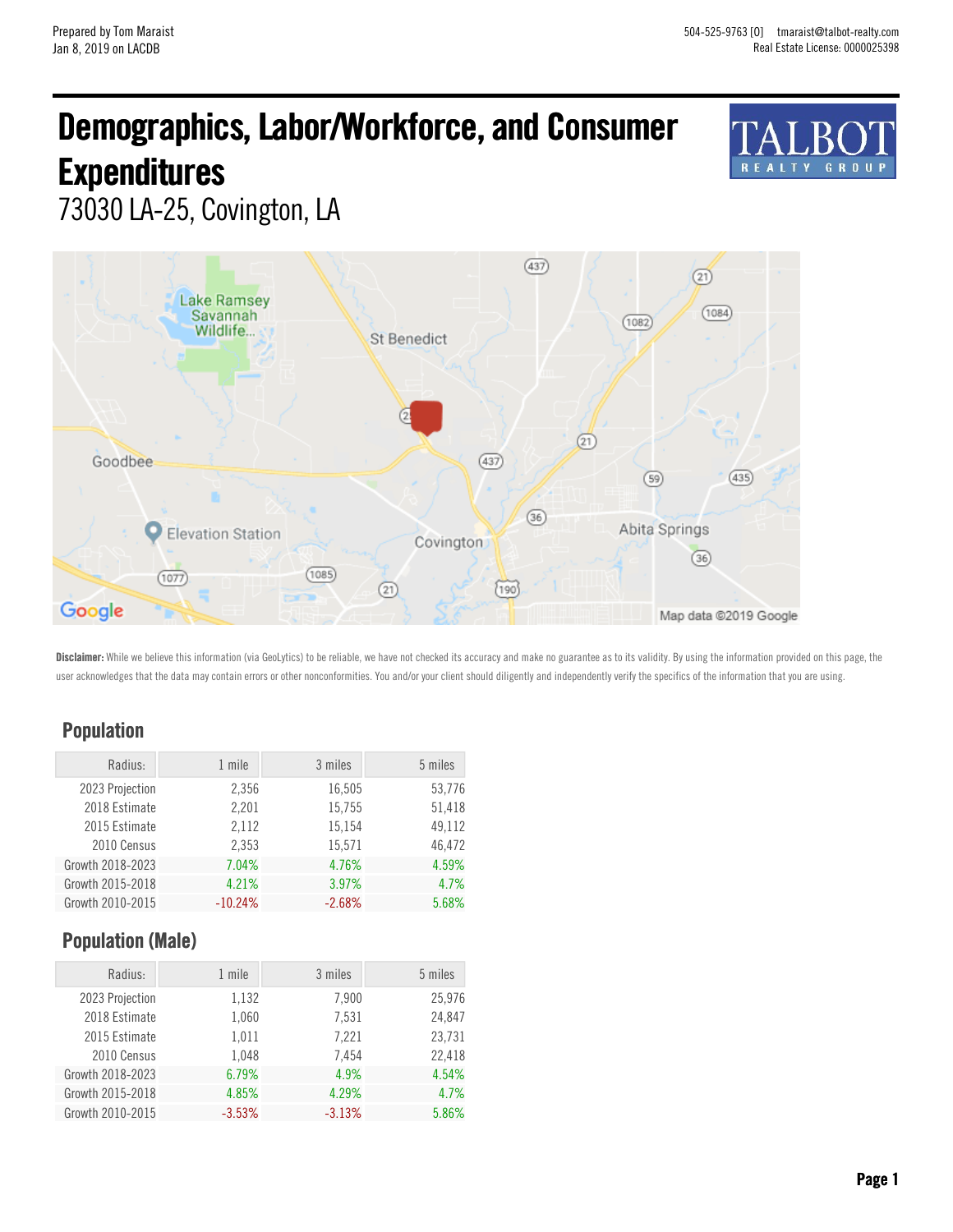Prepared by Tom Maraist
Jan 8, 2019 on LACDB

504-525-9763 [O] tmaraist@talbot-realty.com
Real Estate License: 0000025398

# Demographics, Labor/Workforce, and Consumer Expenditures

73030 LA-25, Covington, LA

**Disclaimer:** While we believe this information (via GeoLytics) to be reliable, we have not checked its accuracy and make no guarantee as to its validity. By using the information provided on this page, the user acknowledges that the data may contain errors or other nonconformities. You and/or your client should diligently and independently verify the specifics of the information that you are using.

## Population

| Radius: | 1 mile | 3 miles | 5 miles |
|---|---|---|---|
| 2023 Projection | 2,356 | 16,505 | 53,776 |
| 2018 Estimate | 2,201 | 15,755 | 51,418 |
| 2015 Estimate | 2,112 | 15,154 | 49,112 |
| 2010 Census | 2,353 | 15,571 | 46,472 |
| Growth 2018-2023 | 7.04% | 4.76% | 4.59% |
| Growth 2015-2018 | 4.21% | 3.97% | 4.7% |
| Growth 2010-2015 | -10.24% | -2.68% | 5.68% |

## Population (Male)

| Radius: | 1 mile | 3 miles | 5 miles |
|---|---|---|---|
| 2023 Projection | 1,132 | 7,900 | 25,976 |
| 2018 Estimate | 1,060 | 7,531 | 24,847 |
| 2015 Estimate | 1,011 | 7,221 | 23,731 |
| 2010 Census | 1,048 | 7,454 | 22,418 |
| Growth 2018-2023 | 6.79% | 4.9% | 4.54% |
| Growth 2015-2018 | 4.85% | 4.29% | 4.7% |
| Growth 2010-2015 | -3.53% | -3.13% | 5.86% |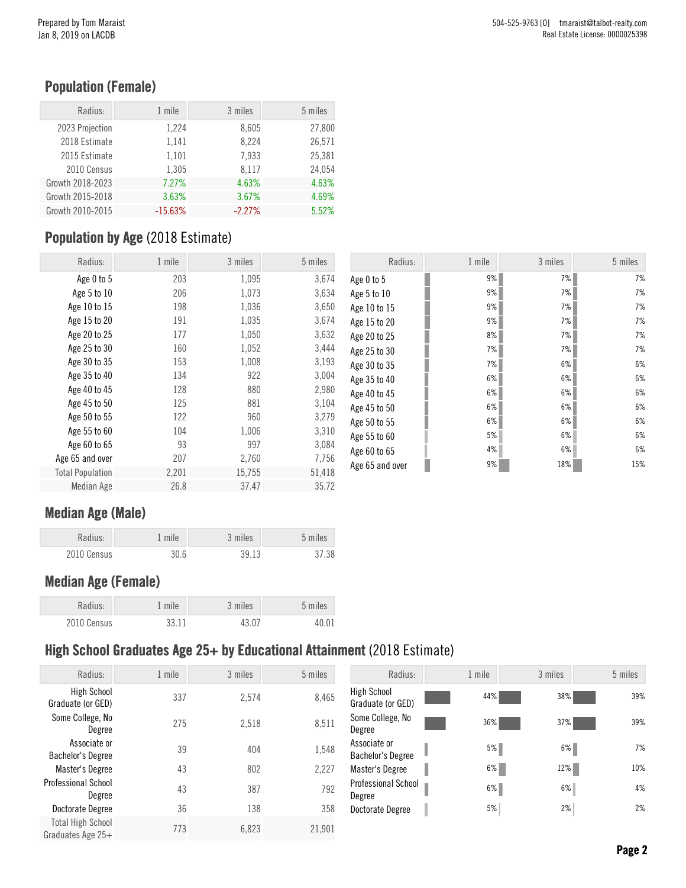## Population (Female)

| Radius: | 1 mile | 3 miles | 5 miles |
|---|---|---|---|
| 2023 Projection | 1,224 | 8,605 | 27,800 |
| 2018 Estimate | 1,141 | 8,224 | 26,571 |
| 2015 Estimate | 1,101 | 7,933 | 25,381 |
| 2010 Census | 1,305 | 8,117 | 24,054 |
| Growth 2018-2023 | 7.27% | 4.63% | 4.63% |
| Growth 2015-2018 | 3.63% | 3.67% | 4.69% |
| Growth 2010-2015 | -15.63% | -2.27% | 5.52% |

## Population by Age (2018 Estimate)

| Radius: | 1 mile | 3 miles | 5 miles |
|---|---|---|---|
| Age 0 to 5 | 203 | 1,095 | 3,674 |
| Age 5 to 10 | 206 | 1,073 | 3,634 |
| Age 10 to 15 | 198 | 1,036 | 3,650 |
| Age 15 to 20 | 191 | 1,035 | 3,674 |
| Age 20 to 25 | 177 | 1,050 | 3,632 |
| Age 25 to 30 | 160 | 1,052 | 3,444 |
| Age 30 to 35 | 153 | 1,008 | 3,193 |
| Age 35 to 40 | 134 | 922 | 3,004 |
| Age 40 to 45 | 128 | 880 | 2,980 |
| Age 45 to 50 | 125 | 881 | 3,104 |
| Age 50 to 55 | 122 | 960 | 3,279 |
| Age 55 to 60 | 104 | 1,006 | 3,310 |
| Age 60 to 65 | 93 | 997 | 3,084 |
| Age 65 and over | 207 | 2,760 | 7,756 |
| Total Population | 2,201 | 15,755 | 51,418 |
| Median Age | 26.8 | 37.47 | 35.72 |

| Radius: | 1 mile | 3 miles | 5 miles |
|---|---|---|---|
| Age 0 to 5 | 9% | 7% | 7% |
| Age 5 to 10 | 9% | 7% | 7% |
| Age 10 to 15 | 9% | 7% | 7% |
| Age 15 to 20 | 9% | 7% | 7% |
| Age 20 to 25 | 8% | 7% | 7% |
| Age 25 to 30 | 7% | 7% | 7% |
| Age 30 to 35 | 7% | 6% | 6% |
| Age 35 to 40 | 6% | 6% | 6% |
| Age 40 to 45 | 6% | 6% | 6% |
| Age 45 to 50 | 6% | 6% | 6% |
| Age 50 to 55 | 6% | 6% | 6% |
| Age 55 to 60 | 5% | 6% | 6% |
| Age 60 to 65 | 4% | 6% | 6% |
| Age 65 and over | 9% | 18% | 15% |

## Median Age (Male)

| Radius: | 1 mile | 3 miles | 5 miles |
|---|---|---|---|
| 2010 Census | 30.6 | 39.13 | 37.38 |

## Median Age (Female)

| Radius: | 1 mile | 3 miles | 5 miles |
|---|---|---|---|
| 2010 Census | 33.11 | 43.07 | 40.01 |

## High School Graduates Age 25+ by Educational Attainment (2018 Estimate)

| Radius: | 1 mile | 3 miles | 5 miles |
|---|---|---|---|
| High School Graduate (or GED) | 337 | 2,574 | 8,465 |
| Some College, No Degree | 275 | 2,518 | 8,511 |
| Associate or Bachelor's Degree | 39 | 404 | 1,548 |
| Master's Degree | 43 | 802 | 2,227 |
| Professional School Degree | 43 | 387 | 792 |
| Doctorate Degree | 36 | 138 | 358 |
| Total High School Graduates Age 25+ | 773 | 6,823 | 21,901 |

| Radius: | 1 mile | 3 miles | 5 miles |
|---|---|---|---|
| High School Graduate (or GED) | 44% | 38% | 39% |
| Some College, No Degree | 36% | 37% | 39% |
| Associate or Bachelor's Degree | 5% | 6% | 7% |
| Master's Degree | 6% | 12% | 10% |
| Professional School Degree | 6% | 6% | 4% |
| Doctorate Degree | 5% | 2% | 2% |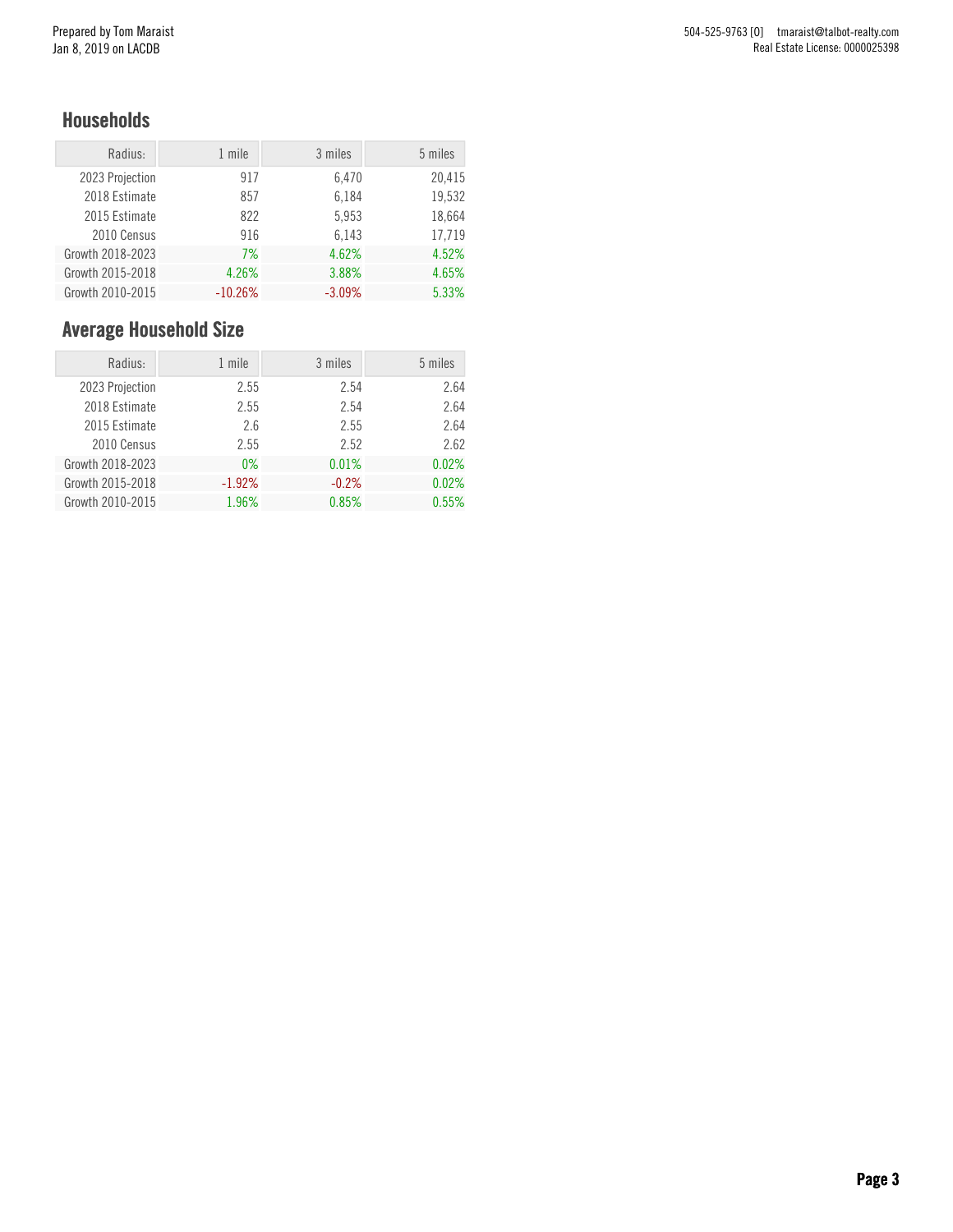## Households

| Radius: | 1 mile | 3 miles | 5 miles |
|---|---|---|---|
| 2023 Projection | 917 | 6,470 | 20,415 |
| 2018 Estimate | 857 | 6,184 | 19,532 |
| 2015 Estimate | 822 | 5,953 | 18,664 |
| 2010 Census | 916 | 6,143 | 17,719 |
| Growth 2018-2023 | 7% | 4.62% | 4.52% |
| Growth 2015-2018 | 4.26% | 3.88% | 4.65% |
| Growth 2010-2015 | -10.26% | -3.09% | 5.33% |

## Average Household Size

| Radius: | 1 mile | 3 miles | 5 miles |
|---|---|---|---|
| 2023 Projection | 2.55 | 2.54 | 2.64 |
| 2018 Estimate | 2.55 | 2.54 | 2.64 |
| 2015 Estimate | 2.6 | 2.55 | 2.64 |
| 2010 Census | 2.55 | 2.52 | 2.62 |
| Growth 2018-2023 | 0% | 0.01% | 0.02% |
| Growth 2015-2018 | -1.92% | -0.2% | 0.02% |
| Growth 2010-2015 | 1.96% | 0.85% | 0.55% |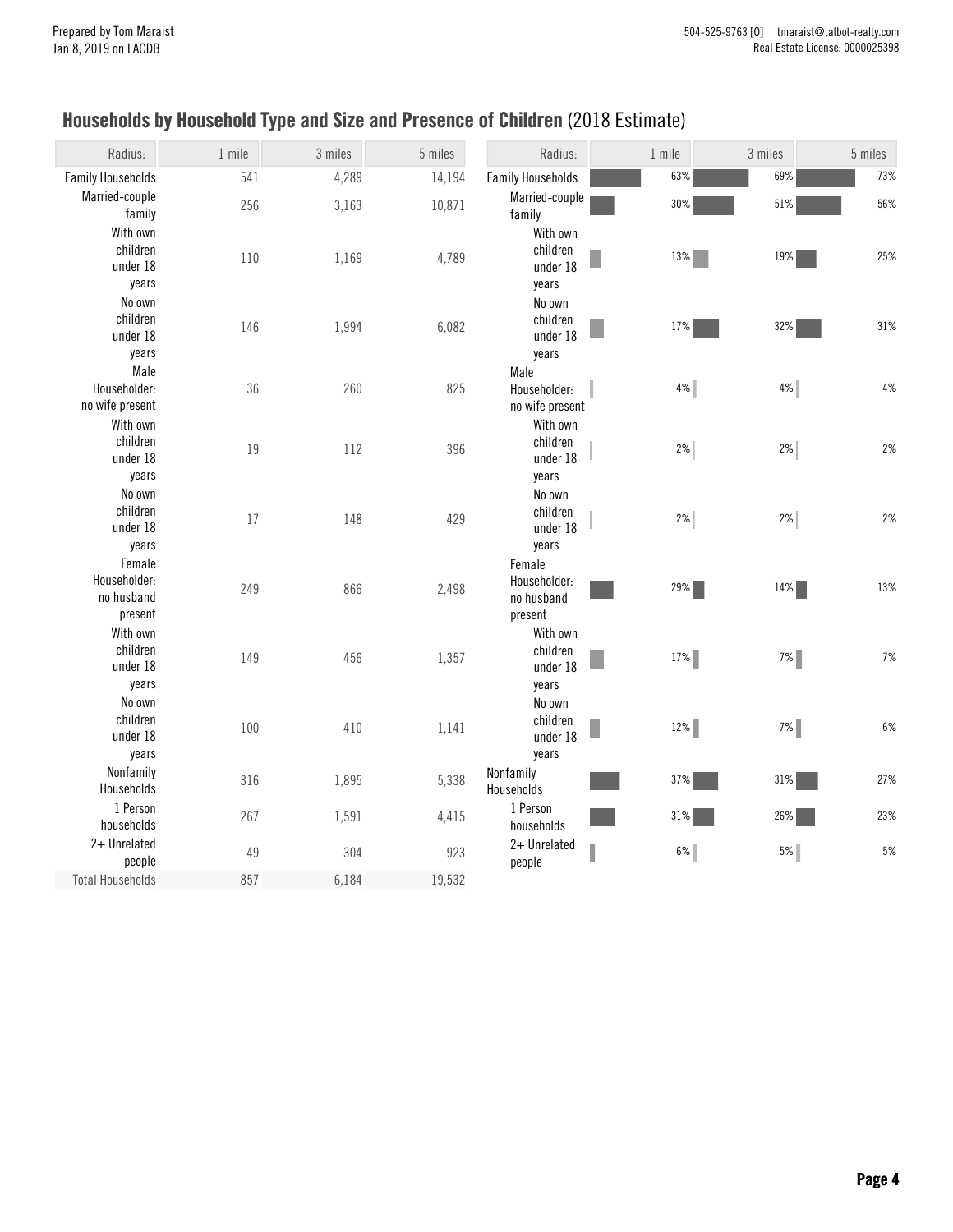## Households by Household Type and Size and Presence of Children (2018 Estimate)

| Radius: | 1 mile | 3 miles | 5 miles |
|---|---|---|---|
| Family Households | 541 | 4,289 | 14,194 |
| Married-couple family | 256 | 3,163 | 10,871 |
| With own children under 18 years | 110 | 1,169 | 4,789 |
| No own children under 18 years | 146 | 1,994 | 6,082 |
| Male Householder: no wife present | 36 | 260 | 825 |
| With own children under 18 years | 19 | 112 | 396 |
| No own children under 18 years | 17 | 148 | 429 |
| Female Householder: no husband present | 249 | 866 | 2,498 |
| With own children under 18 years | 149 | 456 | 1,357 |
| No own children under 18 years | 100 | 410 | 1,141 |
| Nonfamily Households | 316 | 1,895 | 5,338 |
| 1 Person households | 267 | 1,591 | 4,415 |
| 2+ Unrelated people | 49 | 304 | 923 |
| Total Households | 857 | 6,184 | 19,532 |

| Radius: | 1 mile | 3 miles | 5 miles |
|---|---|---|---|
| Family Households | 63% | 69% | 73% |
| Married-couple family | 30% | 51% | 56% |
| With own children under 18 years | 13% | 19% | 25% |
| No own children under 18 years | 17% | 32% | 31% |
| Male Householder: no wife present | 4% | 4% | 4% |
| With own children under 18 years | 2% | 2% | 2% |
| No own children under 18 years | 2% | 2% | 2% |
| Female Householder: no husband present | 29% | 14% | 13% |
| With own children under 18 years | 17% | 7% | 7% |
| No own children under 18 years | 12% | 7% | 6% |
| Nonfamily Households | 37% | 31% | 27% |
| 1 Person households | 31% | 26% | 23% |
| 2+ Unrelated people | 6% | 5% | 5% |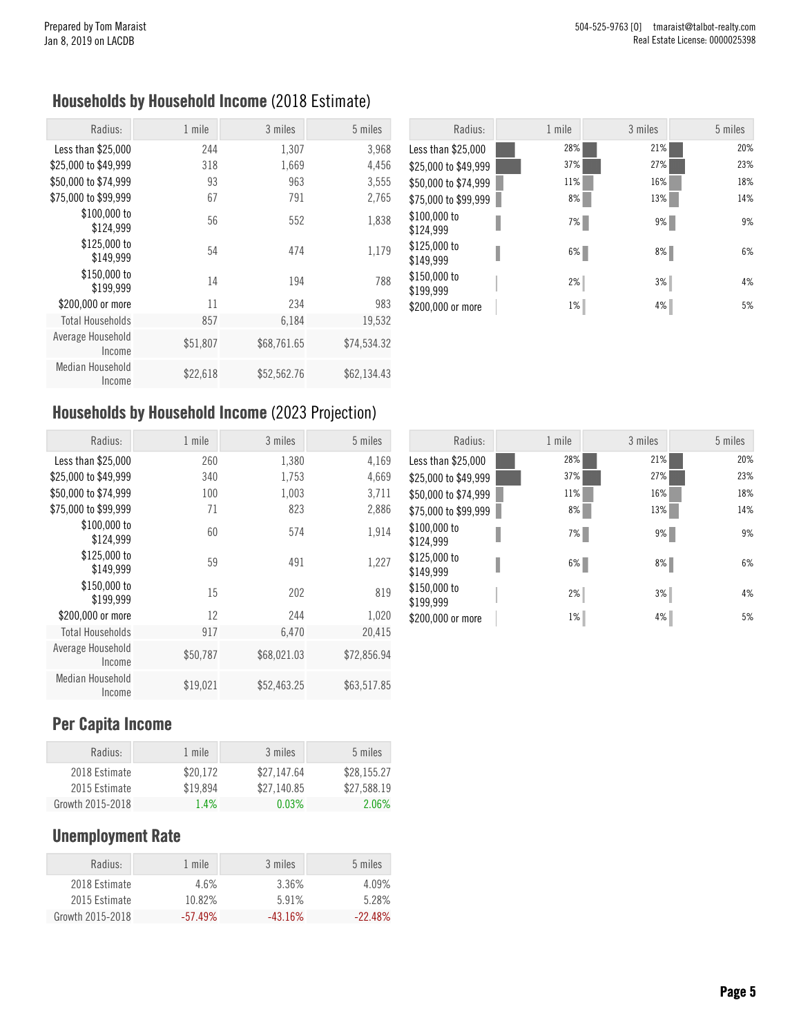Prepared by Tom Maraist
Jan 8, 2019 on LACDB

504-525-9763 [O] tmaraist@talbot-realty.com
Real Estate License: 0000025398

## Households by Household Income (2018 Estimate)

| Radius: | 1 mile | 3 miles | 5 miles |
|---|---|---|---|
| Less than $25,000 | 244 | 1,307 | 3,968 |
| $25,000 to $49,999 | 318 | 1,669 | 4,456 |
| $50,000 to $74,999 | 93 | 963 | 3,555 |
| $75,000 to $99,999 | 67 | 791 | 2,765 |
| $100,000 to $124,999 | 56 | 552 | 1,838 |
| $125,000 to $149,999 | 54 | 474 | 1,179 |
| $150,000 to $199,999 | 14 | 194 | 788 |
| $200,000 or more | 11 | 234 | 983 |
| Total Households | 857 | 6,184 | 19,532 |
| Average Household Income | $51,807 | $68,761.65 | $74,534.32 |
| Median Household Income | $22,618 | $52,562.76 | $62,134.43 |

| Radius: | 1 mile | 3 miles | 5 miles |
|---|---|---|---|
| Less than $25,000 | 28% | 21% | 20% |
| $25,000 to $49,999 | 37% | 27% | 23% |
| $50,000 to $74,999 | 11% | 16% | 18% |
| $75,000 to $99,999 | 8% | 13% | 14% |
| $100,000 to $124,999 | 7% | 9% | 9% |
| $125,000 to $149,999 | 6% | 8% | 6% |
| $150,000 to $199,999 | 2% | 3% | 4% |
| $200,000 or more | 1% | 4% | 5% |

## Households by Household Income (2023 Projection)

| Radius: | 1 mile | 3 miles | 5 miles |
|---|---|---|---|
| Less than $25,000 | 260 | 1,380 | 4,169 |
| $25,000 to $49,999 | 340 | 1,753 | 4,669 |
| $50,000 to $74,999 | 100 | 1,003 | 3,711 |
| $75,000 to $99,999 | 71 | 823 | 2,886 |
| $100,000 to $124,999 | 60 | 574 | 1,914 |
| $125,000 to $149,999 | 59 | 491 | 1,227 |
| $150,000 to $199,999 | 15 | 202 | 819 |
| $200,000 or more | 12 | 244 | 1,020 |
| Total Households | 917 | 6,470 | 20,415 |
| Average Household Income | $50,787 | $68,021.03 | $72,856.94 |
| Median Household Income | $19,021 | $52,463.25 | $63,517.85 |

| Radius: | 1 mile | 3 miles | 5 miles |
|---|---|---|---|
| Less than $25,000 | 28% | 21% | 20% |
| $25,000 to $49,999 | 37% | 27% | 23% |
| $50,000 to $74,999 | 11% | 16% | 18% |
| $75,000 to $99,999 | 8% | 13% | 14% |
| $100,000 to $124,999 | 7% | 9% | 9% |
| $125,000 to $149,999 | 6% | 8% | 6% |
| $150,000 to $199,999 | 2% | 3% | 4% |
| $200,000 or more | 1% | 4% | 5% |

## Per Capita Income

| Radius: | 1 mile | 3 miles | 5 miles |
|---|---|---|---|
| 2018 Estimate | $20,172 | $27,147.64 | $28,155.27 |
| 2015 Estimate | $19,894 | $27,140.85 | $27,588.19 |
| Growth 2015-2018 | 1.4% | 0.03% | 2.06% |

## Unemployment Rate

| Radius: | 1 mile | 3 miles | 5 miles |
|---|---|---|---|
| 2018 Estimate | 4.6% | 3.36% | 4.09% |
| 2015 Estimate | 10.82% | 5.91% | 5.28% |
| Growth 2015-2018 | -57.49% | -43.16% | -22.48% |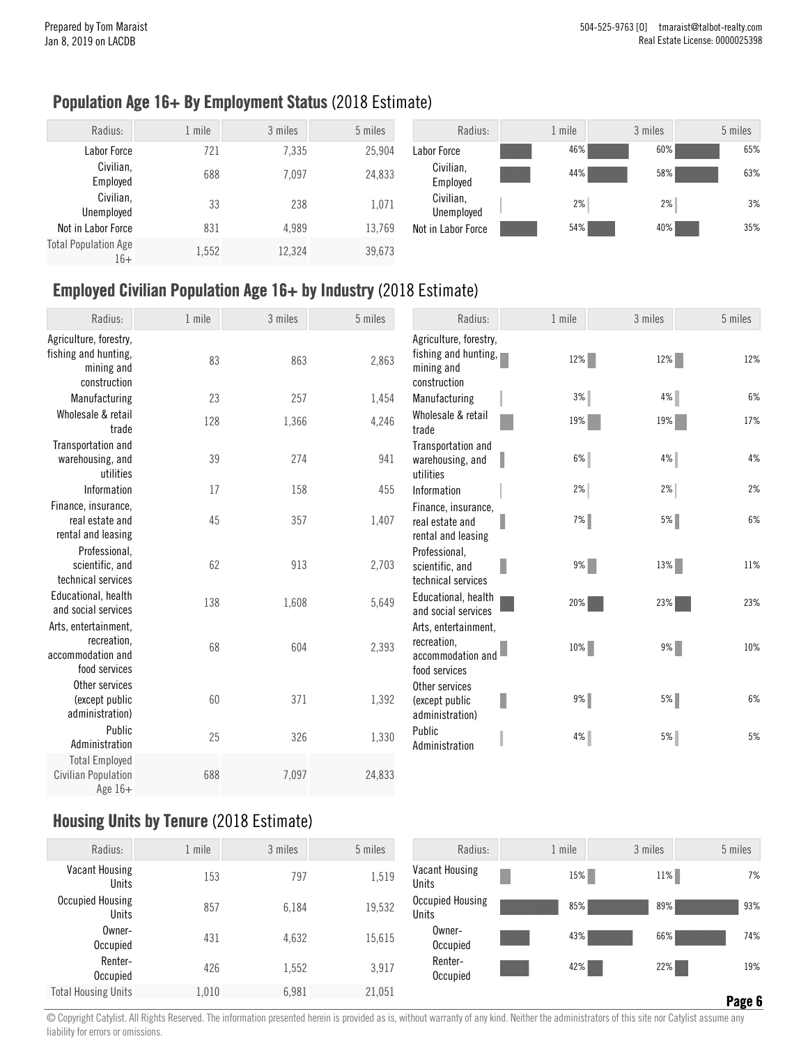## Population Age 16+ By Employment Status (2018 Estimate)

| Radius: | 1 mile | 3 miles | 5 miles |
|---|---|---|---|
| Labor Force | 721 | 7,335 | 25,904 |
| Civilian, Employed | 688 | 7,097 | 24,833 |
| Civilian, Unemployed | 33 | 238 | 1,071 |
| Not in Labor Force | 831 | 4,989 | 13,769 |
| Total Population Age 16+ | 1,552 | 12,324 | 39,673 |

| Radius: | 1 mile | 3 miles | 5 miles |
|---|---|---|---|
| Labor Force | 46% | 60% | 65% |
| Civilian, Employed | 44% | 58% | 63% |
| Civilian, Unemployed | 2% | 2% | 3% |
| Not in Labor Force | 54% | 40% | 35% |

## Employed Civilian Population Age 16+ by Industry (2018 Estimate)

| Radius: | 1 mile | 3 miles | 5 miles |
|---|---|---|---|
| Agriculture, forestry, fishing and hunting, mining and construction | 83 | 863 | 2,863 |
| Manufacturing | 23 | 257 | 1,454 |
| Wholesale & retail trade | 128 | 1,366 | 4,246 |
| Transportation and warehousing, and utilities | 39 | 274 | 941 |
| Information | 17 | 158 | 455 |
| Finance, insurance, real estate and rental and leasing | 45 | 357 | 1,407 |
| Professional, scientific, and technical services | 62 | 913 | 2,703 |
| Educational, health and social services | 138 | 1,608 | 5,649 |
| Arts, entertainment, recreation, accommodation and food services | 68 | 604 | 2,393 |
| Other services (except public administration) | 60 | 371 | 1,392 |
| Public Administration | 25 | 326 | 1,330 |
| Total Employed Civilian Population Age 16+ | 688 | 7,097 | 24,833 |

| Radius: | 1 mile | 3 miles | 5 miles |
|---|---|---|---|
| Agriculture, forestry, fishing and hunting, mining and construction | 12% | 12% | 12% |
| Manufacturing | 3% | 4% | 6% |
| Wholesale & retail trade | 19% | 19% | 17% |
| Transportation and warehousing, and utilities | 6% | 4% | 4% |
| Information | 2% | 2% | 2% |
| Finance, insurance, real estate and rental and leasing | 7% | 5% | 6% |
| Professional, scientific, and technical services | 9% | 13% | 11% |
| Educational, health and social services | 20% | 23% | 23% |
| Arts, entertainment, recreation, accommodation and food services | 10% | 9% | 10% |
| Other services (except public administration) | 9% | 5% | 6% |
| Public Administration | 4% | 5% | 5% |

## Housing Units by Tenure (2018 Estimate)

| Radius: | 1 mile | 3 miles | 5 miles |
|---|---|---|---|
| Vacant Housing Units | 153 | 797 | 1,519 |
| Occupied Housing Units | 857 | 6,184 | 19,532 |
| Owner-Occupied | 431 | 4,632 | 15,615 |
| Renter-Occupied | 426 | 1,552 | 3,917 |
| Total Housing Units | 1,010 | 6,981 | 21,051 |

| Radius: | 1 mile | 3 miles | 5 miles |
|---|---|---|---|
| Vacant Housing Units | 15% | 11% | 7% |
| Occupied Housing Units | 85% | 89% | 93% |
| Owner-Occupied | 43% | 66% | 74% |
| Renter-Occupied | 42% | 22% | 19% |